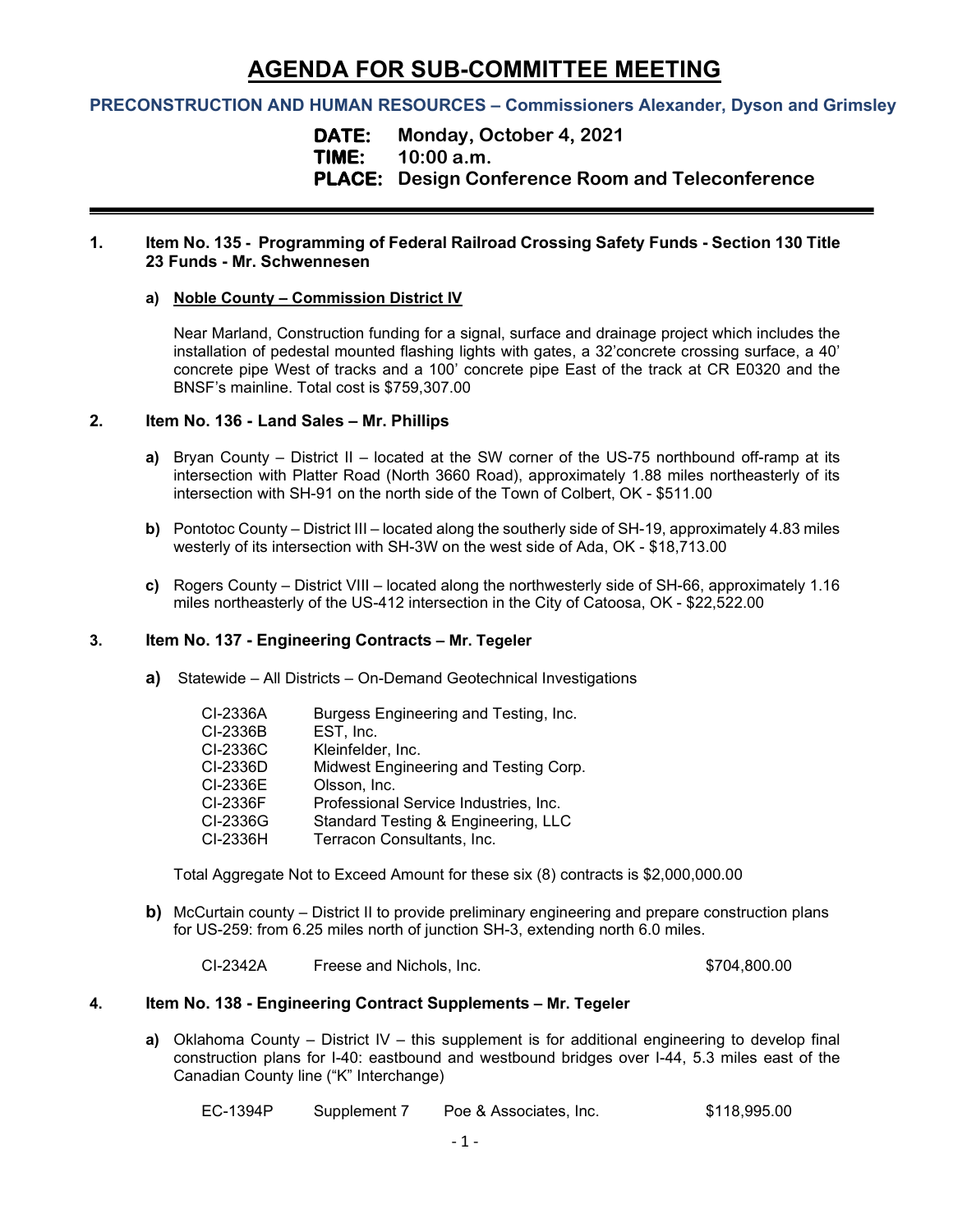# AGENDA FOR SUB-COMMITTEE MEETING

**PRECONSTRUCTION AND HUMAN RESOURCES – Commissioners Alexander, Dyson and Grimsley**

**DATE:** Monday, October 4, 2021
**TIME:** 10:00 a.m.
**PLACE:** Design Conference Room and Teleconference

---

**1. Item No. 135 - Programming of Federal Railroad Crossing Safety Funds - Section 130 Title 23 Funds - Mr. Schwennesen**

**a) Noble County – Commission District IV**

Near Marland, Construction funding for a signal, surface and drainage project which includes the installation of pedestal mounted flashing lights with gates, a 32'concrete crossing surface, a 40' concrete pipe West of tracks and a 100' concrete pipe East of the track at CR E0320 and the BNSF's mainline. Total cost is $759,307.00

**2. Item No. 136 - Land Sales – Mr. Phillips**

**a)** Bryan County – District II – located at the SW corner of the US-75 northbound off-ramp at its intersection with Platter Road (North 3660 Road), approximately 1.88 miles northeasterly of its intersection with SH-91 on the north side of the Town of Colbert, OK - $511.00

**b)** Pontotoc County – District III – located along the southerly side of SH-19, approximately 4.83 miles westerly of its intersection with SH-3W on the west side of Ada, OK - $18,713.00

**c)** Rogers County – District VIII – located along the northwesterly side of SH-66, approximately 1.16 miles northeasterly of the US-412 intersection in the City of Catoosa, OK - $22,522.00

**3. Item No. 137 - Engineering Contracts – Mr. Tegeler**

**a)** Statewide – All Districts – On-Demand Geotechnical Investigations

| | |
|---|---|
| CI-2336A | Burgess Engineering and Testing, Inc. |
| CI-2336B | EST, Inc. |
| CI-2336C | Kleinfelder, Inc. |
| CI-2336D | Midwest Engineering and Testing Corp. |
| CI-2336E | Olsson, Inc. |
| CI-2336F | Professional Service Industries, Inc. |
| CI-2336G | Standard Testing & Engineering, LLC |
| CI-2336H | Terracon Consultants, Inc. |

Total Aggregate Not to Exceed Amount for these six (8) contracts is $2,000,000.00

**b)** McCurtain county – District II to provide preliminary engineering and prepare construction plans for US-259: from 6.25 miles north of junction SH-3, extending north 6.0 miles.

| | | |
|---|---|---|
| CI-2342A | Freese and Nichols, Inc. | $704,800.00 |

**4. Item No. 138 - Engineering Contract Supplements – Mr. Tegeler**

**a)** Oklahoma County – District IV – this supplement is for additional engineering to develop final construction plans for I-40: eastbound and westbound bridges over I-44, 5.3 miles east of the Canadian County line ("K" Interchange)

| | | | |
|---|---|---|---|
| EC-1394P | Supplement 7 | Poe & Associates, Inc. | $118,995.00 |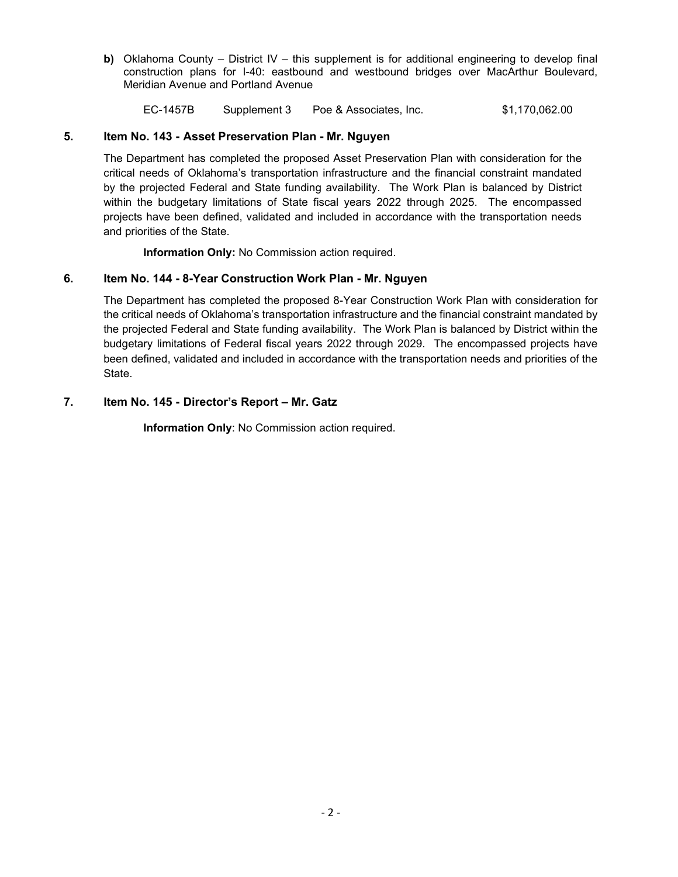**b)** Oklahoma County – District IV – this supplement is for additional engineering to develop final construction plans for I-40: eastbound and westbound bridges over MacArthur Boulevard, Meridian Avenue and Portland Avenue

| | | | |
|---|---|---|---|
| EC-1457B | Supplement 3 | Poe & Associates, Inc. | $1,170,062.00 |

**5. Item No. 143 - Asset Preservation Plan - Mr. Nguyen**

The Department has completed the proposed Asset Preservation Plan with consideration for the critical needs of Oklahoma's transportation infrastructure and the financial constraint mandated by the projected Federal and State funding availability. The Work Plan is balanced by District within the budgetary limitations of State fiscal years 2022 through 2025. The encompassed projects have been defined, validated and included in accordance with the transportation needs and priorities of the State.

**Information Only:** No Commission action required.

**6. Item No. 144 - 8-Year Construction Work Plan - Mr. Nguyen**

The Department has completed the proposed 8-Year Construction Work Plan with consideration for the critical needs of Oklahoma's transportation infrastructure and the financial constraint mandated by the projected Federal and State funding availability. The Work Plan is balanced by District within the budgetary limitations of Federal fiscal years 2022 through 2029. The encompassed projects have been defined, validated and included in accordance with the transportation needs and priorities of the State.

**7. Item No. 145 - Director's Report – Mr. Gatz**

**Information Only**: No Commission action required.